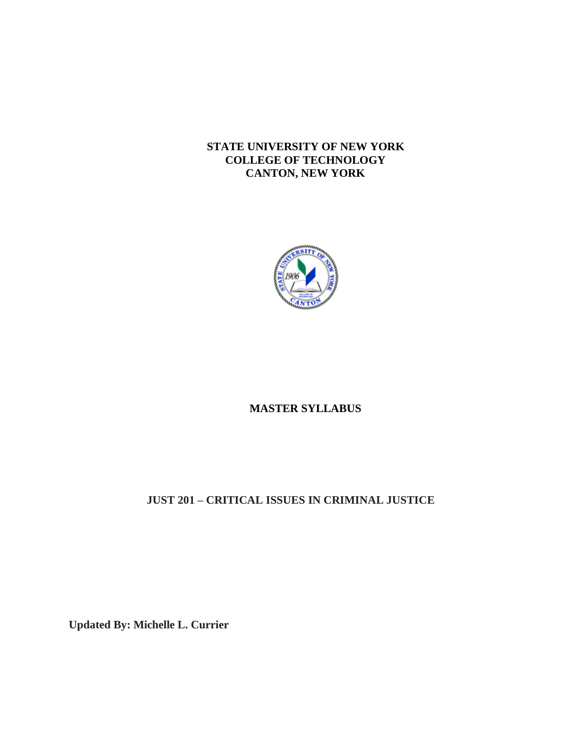**STATE UNIVERSITY OF NEW YORK**
**COLLEGE OF TECHNOLOGY**
**CANTON, NEW YORK**

# MASTER SYLLABUS

## JUST 201 – CRITICAL ISSUES IN CRIMINAL JUSTICE

**Updated By: Michelle L. Currier**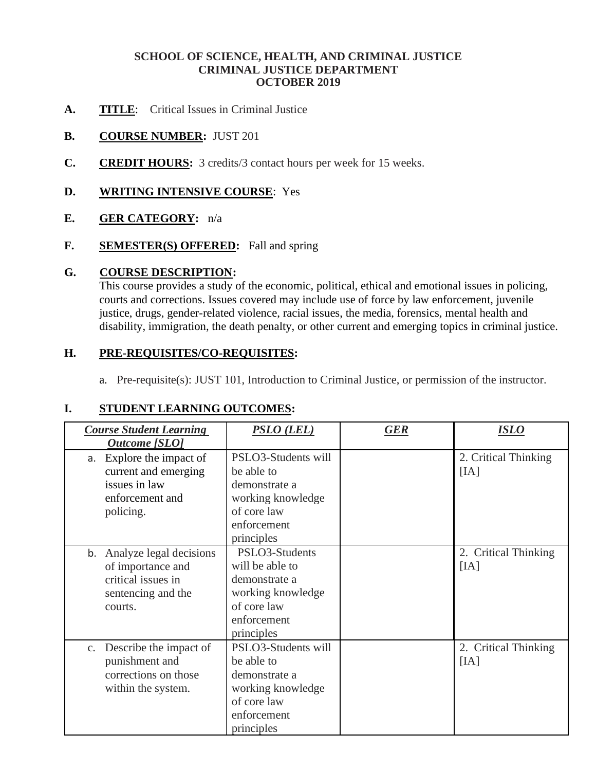**SCHOOL OF SCIENCE, HEALTH, AND CRIMINAL JUSTICE**
**CRIMINAL JUSTICE DEPARTMENT**
**OCTOBER 2019**

**A. TITLE**: Critical Issues in Criminal Justice

**B. COURSE NUMBER:** JUST 201

**C. CREDIT HOURS:** 3 credits/3 contact hours per week for 15 weeks.

**D. WRITING INTENSIVE COURSE**: Yes

**E. GER CATEGORY:** n/a

**F. SEMESTER(S) OFFERED:** Fall and spring

**G. COURSE DESCRIPTION:**

This course provides a study of the economic, political, ethical and emotional issues in policing, courts and corrections. Issues covered may include use of force by law enforcement, juvenile justice, drugs, gender-related violence, racial issues, the media, forensics, mental health and disability, immigration, the death penalty, or other current and emerging topics in criminal justice.

**H. PRE-REQUISITES/CO-REQUISITES:**

a. Pre-requisite(s): JUST 101, Introduction to Criminal Justice, or permission of the instructor.

**I. STUDENT LEARNING OUTCOMES:**

| ***Course Student Learning Outcome [SLO]*** | ***PSLO (LEL)*** | ***GER*** | ***ISLO*** |
|---|---|---|---|
| a. Explore the impact of current and emerging issues in law enforcement and policing. | PSLO3-Students will be able to demonstrate a working knowledge of core law enforcement principles | | 2. Critical Thinking [IA] |
| b. Analyze legal decisions of importance and critical issues in sentencing and the courts. | PSLO3-Students will be able to demonstrate a working knowledge of core law enforcement principles | | 2. Critical Thinking [IA] |
| c. Describe the impact of punishment and corrections on those within the system. | PSLO3-Students will be able to demonstrate a working knowledge of core law enforcement principles | | 2. Critical Thinking [IA] |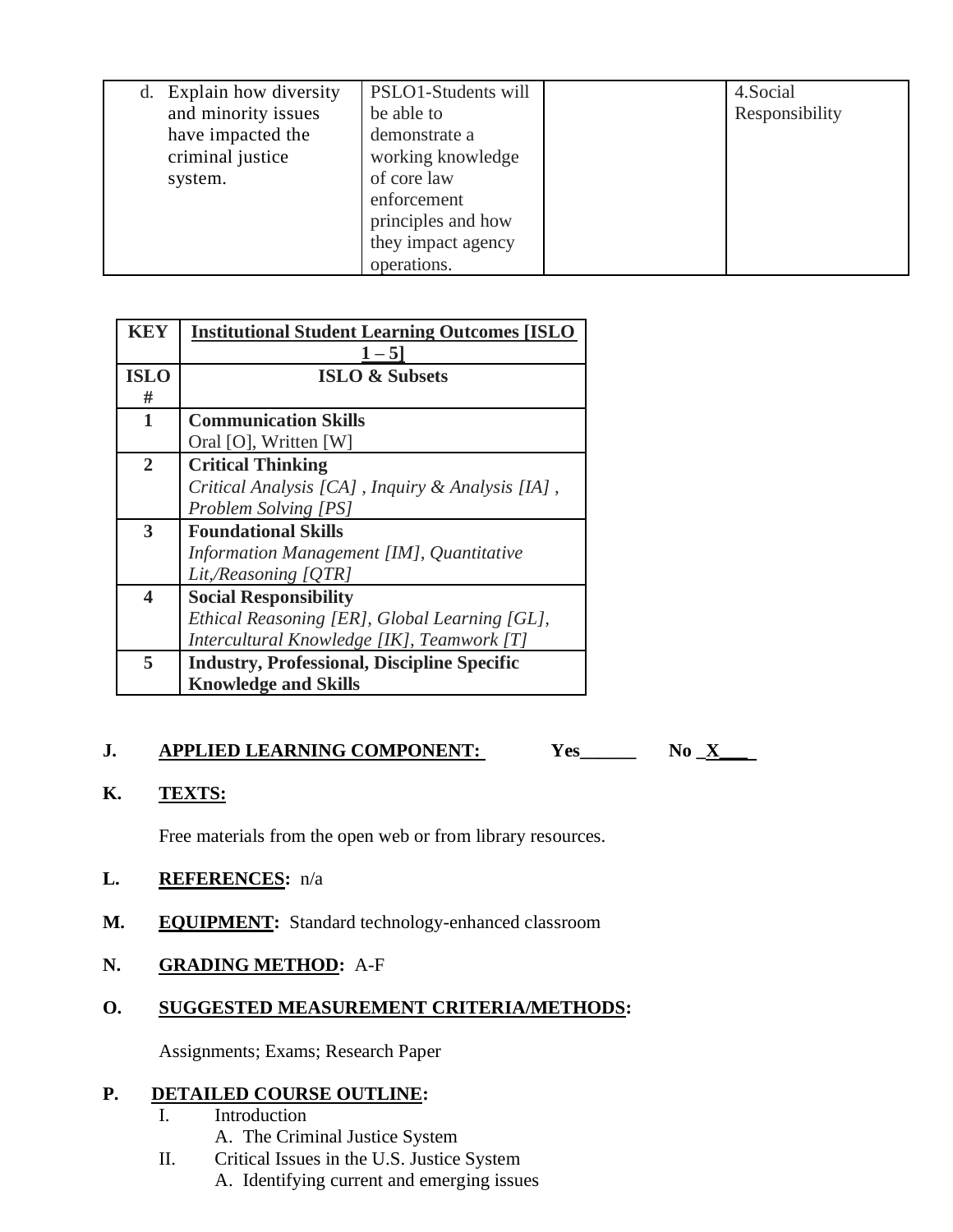| d. Explain how diversity and minority issues have impacted the criminal justice system. | PSLO1-Students will be able to demonstrate a working knowledge of core law enforcement principles and how they impact agency operations. | | 4.Social Responsibility |
|---|---|---|---|

| KEY | Institutional Student Learning Outcomes [ISLO 1 – 5] |
|---|---|
| **ISLO #** | **ISLO & Subsets** |
| **1** | **Communication Skills**<br>Oral [O], Written [W] |
| **2** | **Critical Thinking**<br>*Critical Analysis [CA] , Inquiry & Analysis [IA] , Problem Solving [PS]* |
| **3** | **Foundational Skills**<br>*Information Management [IM], Quantitative Lit,/Reasoning [QTR]* |
| **4** | **Social Responsibility**<br>*Ethical Reasoning [ER], Global Learning [GL], Intercultural Knowledge [IK], Teamwork [T]* |
| **5** | **Industry, Professional, Discipline Specific Knowledge and Skills** |

**J. APPLIED LEARNING COMPONENT:** **Yes______** **No _X___**

**K. TEXTS:**

Free materials from the open web or from library resources.

**L. REFERENCES:** n/a

**M. EQUIPMENT:** Standard technology-enhanced classroom

**N. GRADING METHOD:** A-F

**O. SUGGESTED MEASUREMENT CRITERIA/METHODS:**

Assignments; Exams; Research Paper

**P. DETAILED COURSE OUTLINE:**

- I. Introduction
  - A. The Criminal Justice System
- II. Critical Issues in the U.S. Justice System
  - A. Identifying current and emerging issues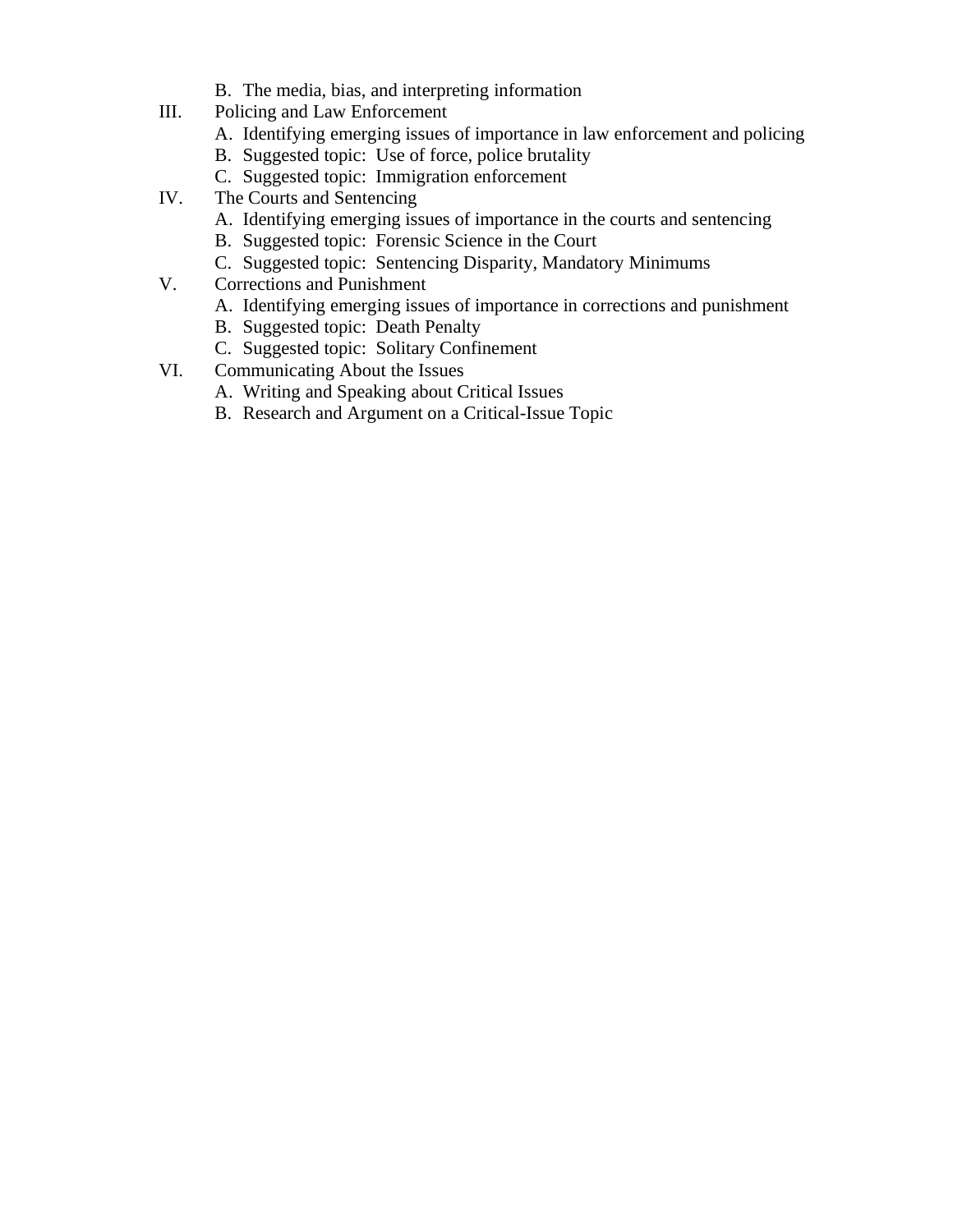B. The media, bias, and interpreting information

III. Policing and Law Enforcement
   A. Identifying emerging issues of importance in law enforcement and policing
   B. Suggested topic: Use of force, police brutality
   C. Suggested topic: Immigration enforcement

IV. The Courts and Sentencing
   A. Identifying emerging issues of importance in the courts and sentencing
   B. Suggested topic: Forensic Science in the Court
   C. Suggested topic: Sentencing Disparity, Mandatory Minimums

V. Corrections and Punishment
   A. Identifying emerging issues of importance in corrections and punishment
   B. Suggested topic: Death Penalty
   C. Suggested topic: Solitary Confinement

VI. Communicating About the Issues
   A. Writing and Speaking about Critical Issues
   B. Research and Argument on a Critical-Issue Topic